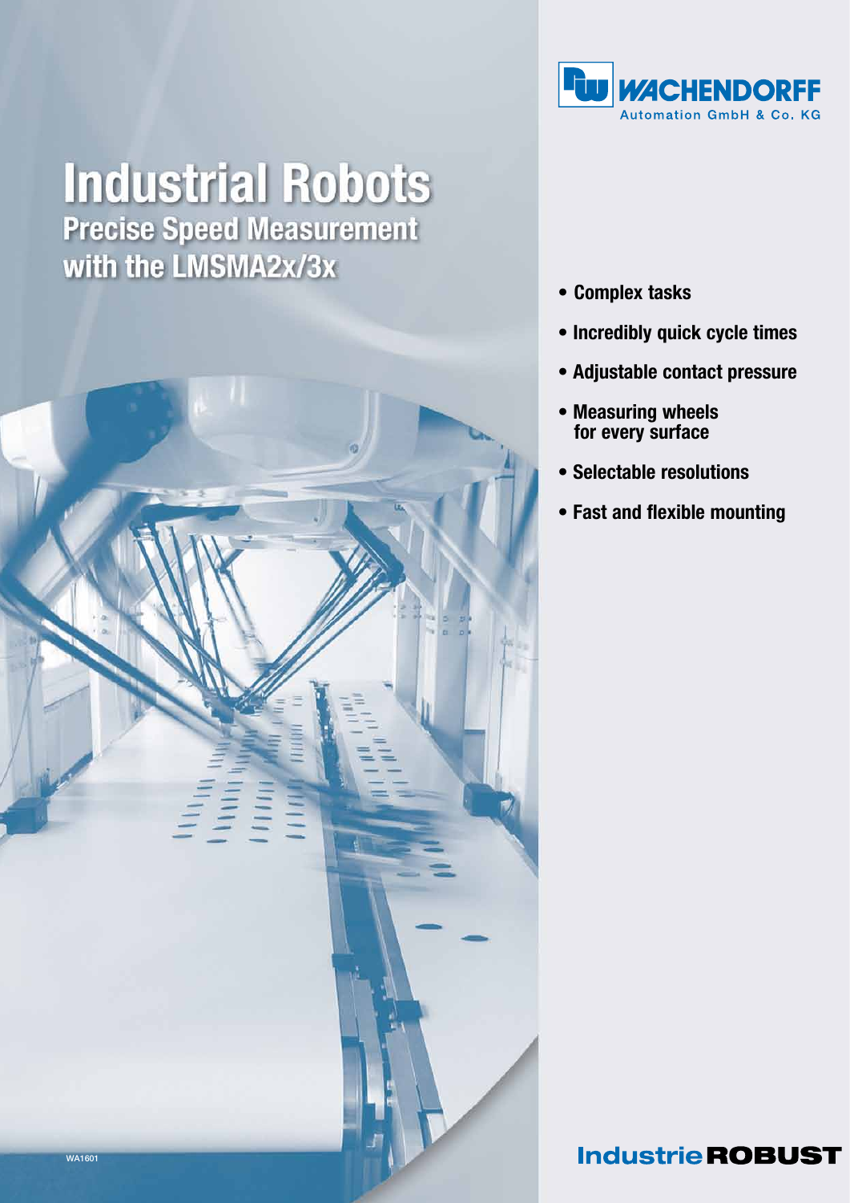WACHENDORFF
Automation GmbH & Co. KG

# Industrial Robots

## Precise Speed Measurement with the LMSMA2x/3x

- **Complex tasks**
- **Incredibly quick cycle times**
- **Adjustable contact pressure**
- **Measuring wheels for every surface**
- **Selectable resolutions**
- **Fast and flexible mounting**

WA1601

**Industrie ROBUST**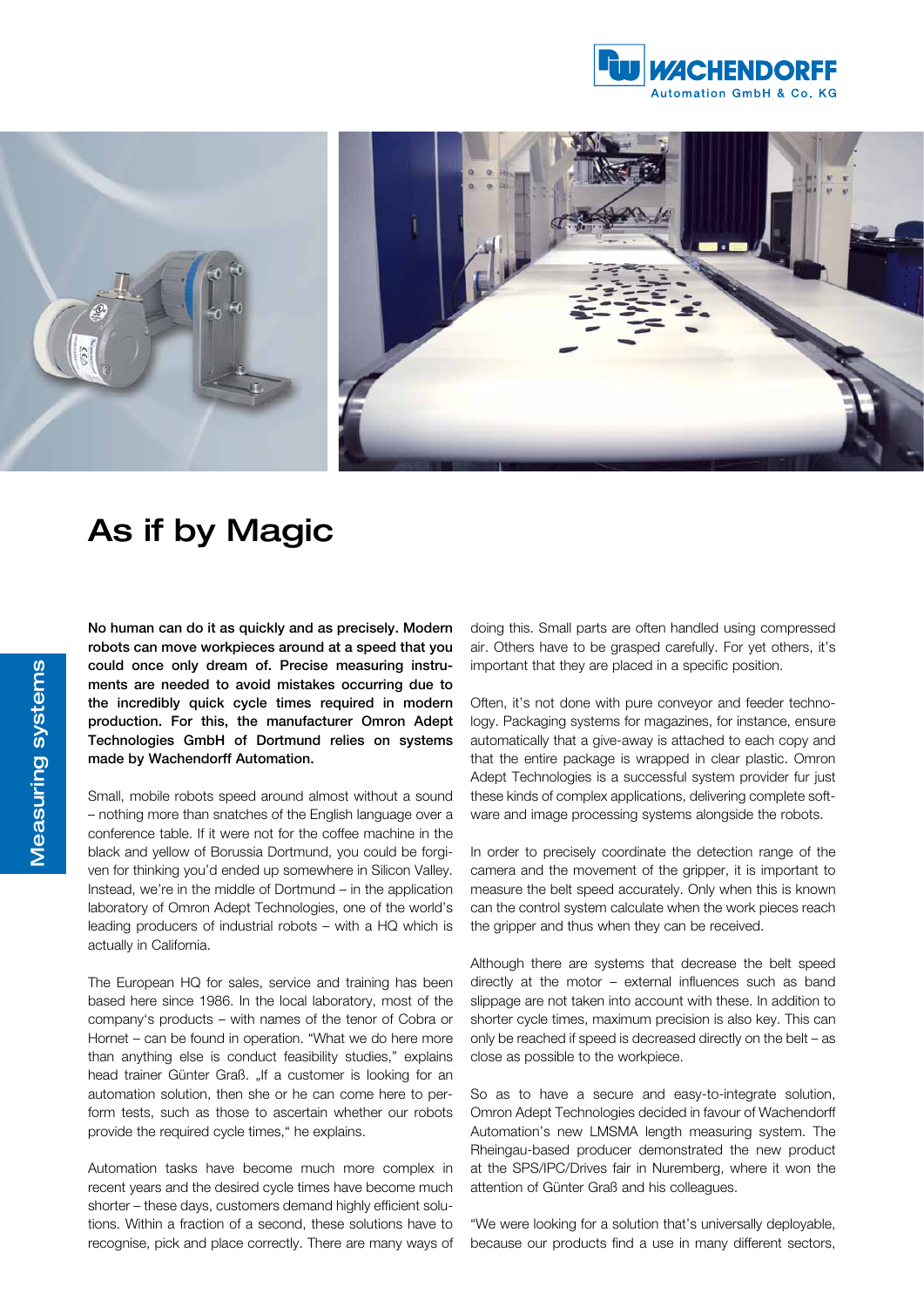# As if by Magic

**No human can do it as quickly and as precisely. Modern robots can move workpieces around at a speed that you could once only dream of. Precise measuring instruments are needed to avoid mistakes occurring due to the incredibly quick cycle times required in modern production. For this, the manufacturer Omron Adept Technologies GmbH of Dortmund relies on systems made by Wachendorff Automation.**

Small, mobile robots speed around almost without a sound – nothing more than snatches of the English language over a conference table. If it were not for the coffee machine in the black and yellow of Borussia Dortmund, you could be forgiven for thinking you'd ended up somewhere in Silicon Valley. Instead, we're in the middle of Dortmund – in the application laboratory of Omron Adept Technologies, one of the world's leading producers of industrial robots – with a HQ which is actually in California.

The European HQ for sales, service and training has been based here since 1986. In the local laboratory, most of the company's products – with names of the tenor of Cobra or Hornet – can be found in operation. "What we do here more than anything else is conduct feasibility studies," explains head trainer Günter Graß. „If a customer is looking for an automation solution, then she or he can come here to perform tests, such as those to ascertain whether our robots provide the required cycle times," he explains.

Automation tasks have become much more complex in recent years and the desired cycle times have become much shorter – these days, customers demand highly efficient solutions. Within a fraction of a second, these solutions have to recognise, pick and place correctly. There are many ways of doing this. Small parts are often handled using compressed air. Others have to be grasped carefully. For yet others, it's important that they are placed in a specific position.

Often, it's not done with pure conveyor and feeder technology. Packaging systems for magazines, for instance, ensure automatically that a give-away is attached to each copy and that the entire package is wrapped in clear plastic. Omron Adept Technologies is a successful system provider fur just these kinds of complex applications, delivering complete software and image processing systems alongside the robots.

In order to precisely coordinate the detection range of the camera and the movement of the gripper, it is important to measure the belt speed accurately. Only when this is known can the control system calculate when the work pieces reach the gripper and thus when they can be received.

Although there are systems that decrease the belt speed directly at the motor – external influences such as band slippage are not taken into account with these. In addition to shorter cycle times, maximum precision is also key. This can only be reached if speed is decreased directly on the belt – as close as possible to the workpiece.

So as to have a secure and easy-to-integrate solution, Omron Adept Technologies decided in favour of Wachendorff Automation's new LMSMA length measuring system. The Rheingau-based producer demonstrated the new product at the SPS/IPC/Drives fair in Nuremberg, where it won the attention of Günter Graß and his colleagues.

"We were looking for a solution that's universally deployable, because our products find a use in many different sectors,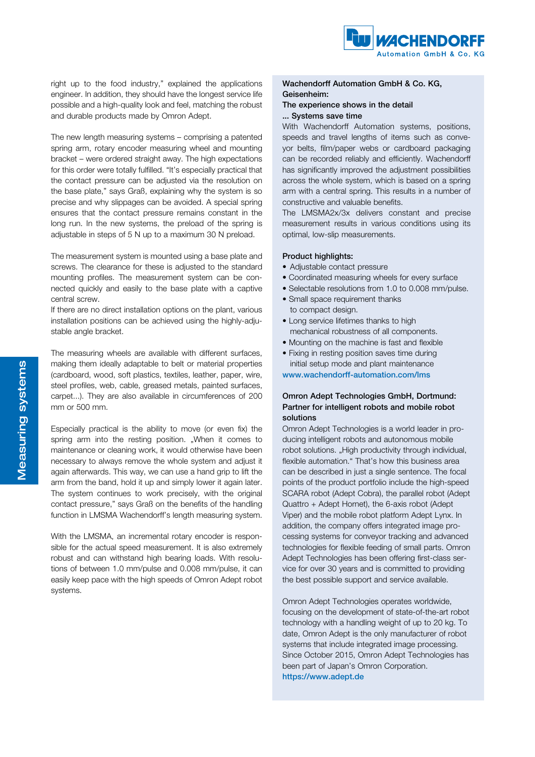right up to the food industry," explained the applications engineer. In addition, they should have the longest service life possible and a high-quality look and feel, matching the robust and durable products made by Omron Adept.

The new length measuring systems – comprising a patented spring arm, rotary encoder measuring wheel and mounting bracket – were ordered straight away. The high expectations for this order were totally fulfilled. "It's especially practical that the contact pressure can be adjusted via the resolution on the base plate," says Graß, explaining why the system is so precise and why slippages can be avoided. A special spring ensures that the contact pressure remains constant in the long run. In the new systems, the preload of the spring is adjustable in steps of 5 N up to a maximum 30 N preload.

The measurement system is mounted using a base plate and screws. The clearance for these is adjusted to the standard mounting profiles. The measurement system can be connected quickly and easily to the base plate with a captive central screw.
If there are no direct installation options on the plant, various installation positions can be achieved using the highly-adjustable angle bracket.

The measuring wheels are available with different surfaces, making them ideally adaptable to belt or material properties (cardboard, wood, soft plastics, textiles, leather, paper, wire, steel profiles, web, cable, greased metals, painted surfaces, carpet...). They are also available in circumferences of 200 mm or 500 mm.

Especially practical is the ability to move (or even fix) the spring arm into the resting position. „When it comes to maintenance or cleaning work, it would otherwise have been necessary to always remove the whole system and adjust it again afterwards. This way, we can use a hand grip to lift the arm from the band, hold it up and simply lower it again later. The system continues to work precisely, with the original contact pressure," says Graß on the benefits of the handling function in LMSMA Wachendorff's length measuring system.

With the LMSMA, an incremental rotary encoder is responsible for the actual speed measurement. It is also extremely robust and can withstand high bearing loads. With resolutions of between 1.0 mm/pulse and 0.008 mm/pulse, it can easily keep pace with the high speeds of Omron Adept robot systems.

**Wachendorff Automation GmbH & Co. KG, Geisenheim:**
**The experience shows in the detail**
**... Systems save time**

With Wachendorff Automation systems, positions, speeds and travel lengths of items such as conveyor belts, film/paper webs or cardboard packaging can be recorded reliably and efficiently. Wachendorff has significantly improved the adjustment possibilities across the whole system, which is based on a spring arm with a central spring. This results in a number of constructive and valuable benefits.
The LMSMA2x/3x delivers constant and precise measurement results in various conditions using its optimal, low-slip measurements.

**Product highlights:**

- Adjustable contact pressure
- Coordinated measuring wheels for every surface
- Selectable resolutions from 1.0 to 0.008 mm/pulse.
- Small space requirement thanks to compact design.
- Long service lifetimes thanks to high mechanical robustness of all components.
- Mounting on the machine is fast and flexible
- Fixing in resting position saves time during initial setup mode and plant maintenance

www.wachendorff-automation.com/lms

**Omron Adept Technologies GmbH, Dortmund: Partner for intelligent robots and mobile robot solutions**

Omron Adept Technologies is a world leader in producing intelligent robots and autonomous mobile robot solutions. „High productivity through individual, flexible automation." That's how this business area can be described in just a single sentence. The focal points of the product portfolio include the high-speed SCARA robot (Adept Cobra), the parallel robot (Adept Quattro + Adept Hornet), the 6-axis robot (Adept Viper) and the mobile robot platform Adept Lynx. In addition, the company offers integrated image processing systems for conveyor tracking and advanced technologies for flexible feeding of small parts. Omron Adept Technologies has been offering first-class service for over 30 years and is committed to providing the best possible support and service available.

Omron Adept Technologies operates worldwide, focusing on the development of state-of-the-art robot technology with a handling weight of up to 20 kg. To date, Omron Adept is the only manufacturer of robot systems that include integrated image processing. Since October 2015, Omron Adept Technologies has been part of Japan's Omron Corporation.
https://www.adept.de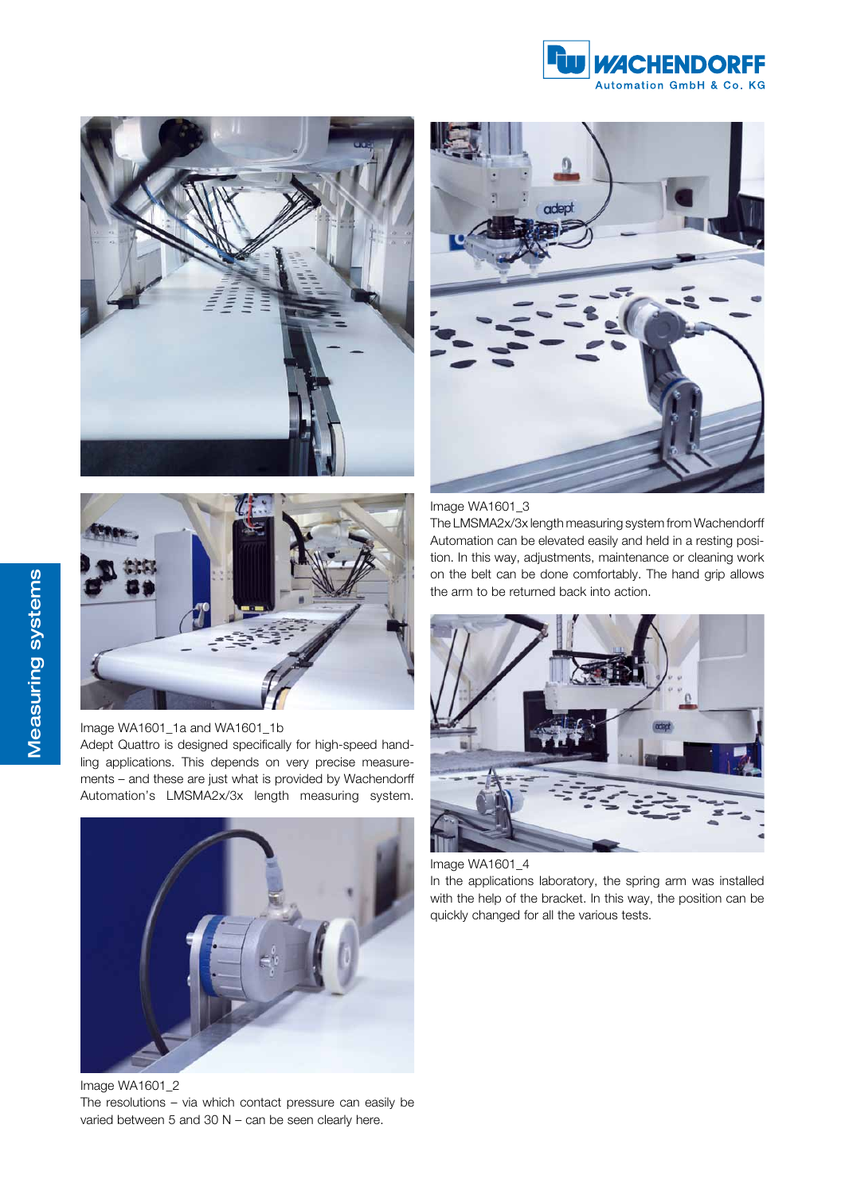Image WA1601_1a and WA1601_1b
Adept Quattro is designed specifically for high-speed handling applications. This depends on very precise measurements – and these are just what is provided by Wachendorff Automation's LMSMA2x/3x length measuring system.

Image WA1601_2
The resolutions – via which contact pressure can easily be varied between 5 and 30 N – can be seen clearly here.

Image WA1601_3
The LMSMA2x/3x length measuring system from Wachendorff Automation can be elevated easily and held in a resting position. In this way, adjustments, maintenance or cleaning work on the belt can be done comfortably. The hand grip allows the arm to be returned back into action.

Image WA1601_4
In the applications laboratory, the spring arm was installed with the help of the bracket. In this way, the position can be quickly changed for all the various tests.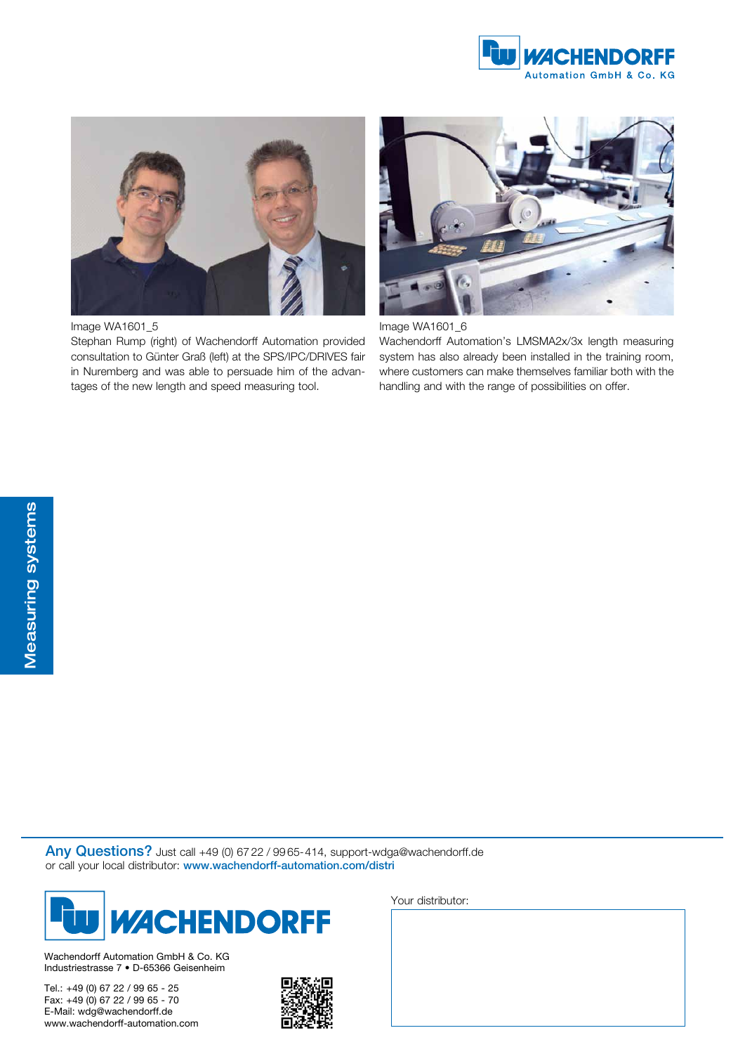Image WA1601_5

Stephan Rump (right) of Wachendorff Automation provided consultation to Günter Graß (left) at the SPS/IPC/DRIVES fair in Nuremberg and was able to persuade him of the advantages of the new length and speed measuring tool.

Image WA1601_6

Wachendorff Automation's LMSMA2x/3x length measuring system has also already been installed in the training room, where customers can make themselves familiar both with the handling and with the range of possibilities on offer.

Measuring systems

**Any Questions?** Just call +49 (0) 67 22 / 99 65-414, support-wdga@wachendorff.de
or call your local distributor: **www.wachendorff-automation.com/distri**

Wachendorff Automation GmbH & Co. KG
Industriestrasse 7 • D-65366 Geisenheim

Tel.: +49 (0) 67 22 / 99 65 - 25
Fax: +49 (0) 67 22 / 99 65 - 70
E-Mail: wdg@wachendorff.de
www.wachendorff-automation.com

Your distributor: